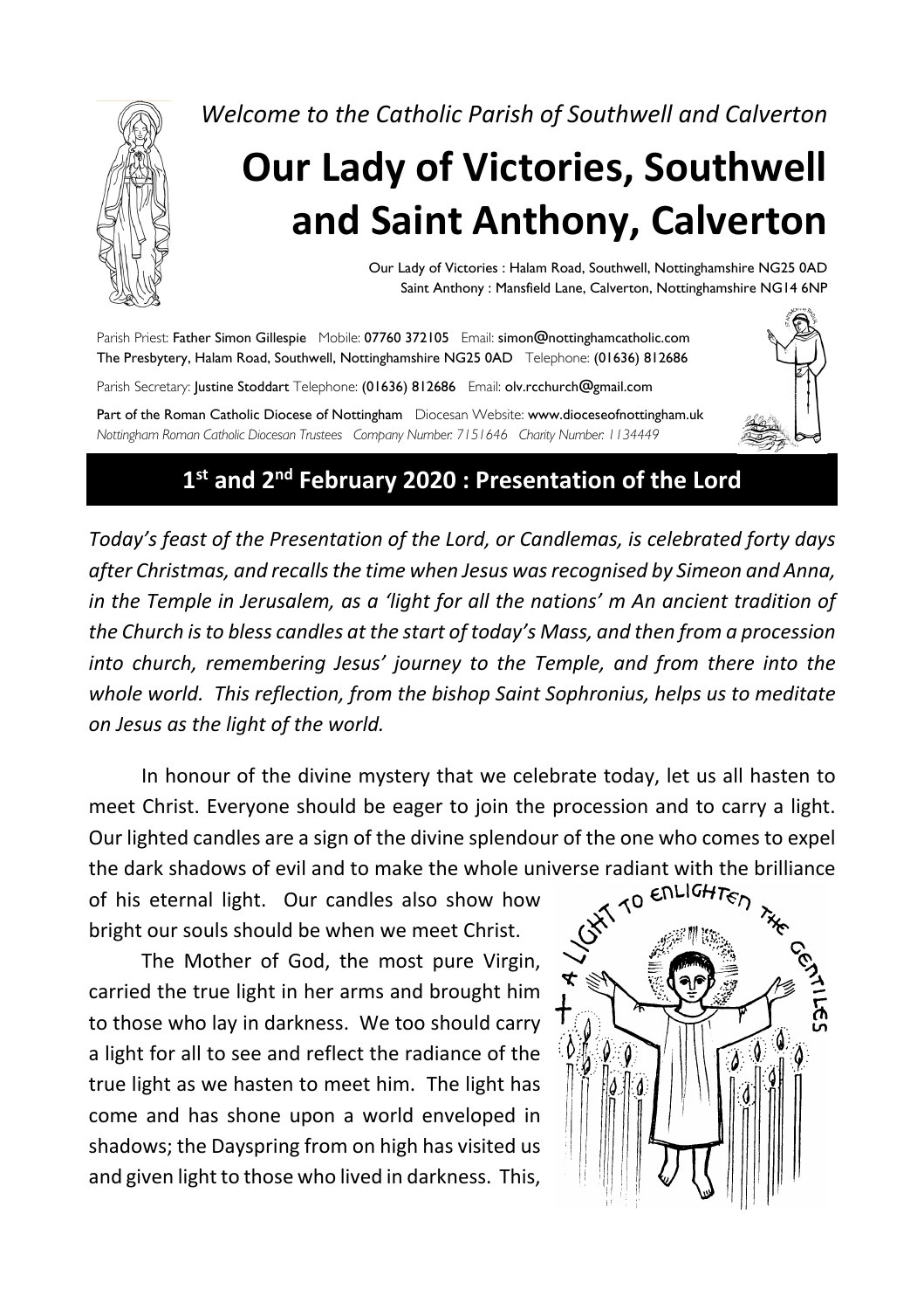*Welcome to the Catholic Parish of Southwell and Calverton*

# Our Lady of Victories, Southwell and Saint Anthony, Calverton

Our Lady of Victories : Halam Road, Southwell, Nottinghamshire NG25 0AD
Saint Anthony : Mansfield Lane, Calverton, Nottinghamshire NG14 6NP

Parish Priest: Father Simon Gillespie Mobile: 07760 372105 Email: simon@nottinghamcatholic.com
The Presbytery, Halam Road, Southwell, Nottinghamshire NG25 0AD Telephone: (01636) 812686

Parish Secretary: Justine Stoddart Telephone: (01636) 812686 Email: olv.rcchurch@gmail.com

Part of the Roman Catholic Diocese of Nottingham Diocesan Website: www.dioceseofnottingham.uk
*Nottingham Roman Catholic Diocesan Trustees Company Number: 7151646 Charity Number: 1134449*

## 1st and 2nd February 2020 : Presentation of the Lord

*Today's feast of the Presentation of the Lord, or Candlemas, is celebrated forty days after Christmas, and recalls the time when Jesus was recognised by Simeon and Anna, in the Temple in Jerusalem, as a 'light for all the nations' m An ancient tradition of the Church is to bless candles at the start of today's Mass, and then from a procession into church, remembering Jesus' journey to the Temple, and from there into the whole world. This reflection, from the bishop Saint Sophronius, helps us to meditate on Jesus as the light of the world.*

In honour of the divine mystery that we celebrate today, let us all hasten to meet Christ. Everyone should be eager to join the procession and to carry a light. Our lighted candles are a sign of the divine splendour of the one who comes to expel the dark shadows of evil and to make the whole universe radiant with the brilliance of his eternal light. Our candles also show how bright our souls should be when we meet Christ.

The Mother of God, the most pure Virgin, carried the true light in her arms and brought him to those who lay in darkness. We too should carry a light for all to see and reflect the radiance of the true light as we hasten to meet him. The light has come and has shone upon a world enveloped in shadows; the Dayspring from on high has visited us and given light to those who lived in darkness. This,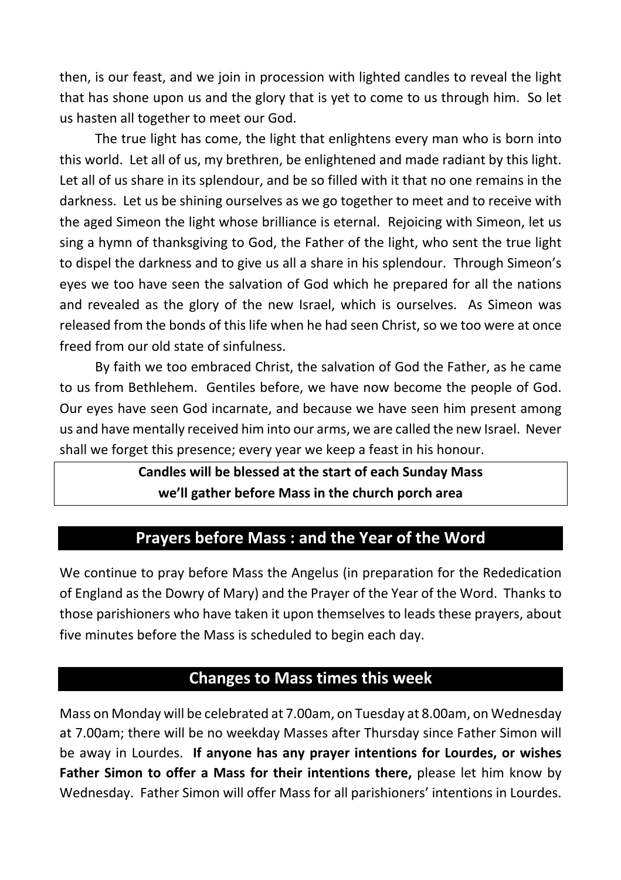then, is our feast, and we join in procession with lighted candles to reveal the light that has shone upon us and the glory that is yet to come to us through him. So let us hasten all together to meet our God.

The true light has come, the light that enlightens every man who is born into this world. Let all of us, my brethren, be enlightened and made radiant by this light. Let all of us share in its splendour, and be so filled with it that no one remains in the darkness. Let us be shining ourselves as we go together to meet and to receive with the aged Simeon the light whose brilliance is eternal. Rejoicing with Simeon, let us sing a hymn of thanksgiving to God, the Father of the light, who sent the true light to dispel the darkness and to give us all a share in his splendour. Through Simeon's eyes we too have seen the salvation of God which he prepared for all the nations and revealed as the glory of the new Israel, which is ourselves. As Simeon was released from the bonds of this life when he had seen Christ, so we too were at once freed from our old state of sinfulness.

By faith we too embraced Christ, the salvation of God the Father, as he came to us from Bethlehem. Gentiles before, we have now become the people of God. Our eyes have seen God incarnate, and because we have seen him present among us and have mentally received him into our arms, we are called the new Israel. Never shall we forget this presence; every year we keep a feast in his honour.

**Candles will be blessed at the start of each Sunday Mass**
**we'll gather before Mass in the church porch area**

## Prayers before Mass : and the Year of the Word

We continue to pray before Mass the Angelus (in preparation for the Rededication of England as the Dowry of Mary) and the Prayer of the Year of the Word. Thanks to those parishioners who have taken it upon themselves to leads these prayers, about five minutes before the Mass is scheduled to begin each day.

## Changes to Mass times this week

Mass on Monday will be celebrated at 7.00am, on Tuesday at 8.00am, on Wednesday at 7.00am; there will be no weekday Masses after Thursday since Father Simon will be away in Lourdes. **If anyone has any prayer intentions for Lourdes, or wishes Father Simon to offer a Mass for their intentions there,** please let him know by Wednesday. Father Simon will offer Mass for all parishioners' intentions in Lourdes.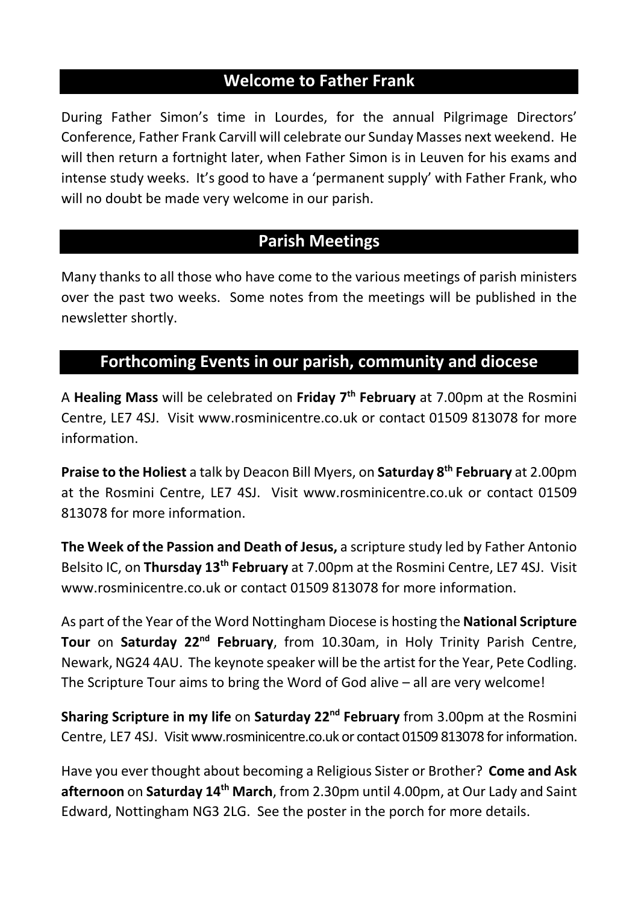## Welcome to Father Frank

During Father Simon's time in Lourdes, for the annual Pilgrimage Directors' Conference, Father Frank Carvill will celebrate our Sunday Masses next weekend. He will then return a fortnight later, when Father Simon is in Leuven for his exams and intense study weeks. It's good to have a 'permanent supply' with Father Frank, who will no doubt be made very welcome in our parish.

## Parish Meetings

Many thanks to all those who have come to the various meetings of parish ministers over the past two weeks. Some notes from the meetings will be published in the newsletter shortly.

## Forthcoming Events in our parish, community and diocese

A **Healing Mass** will be celebrated on **Friday 7th February** at 7.00pm at the Rosmini Centre, LE7 4SJ. Visit www.rosminicentre.co.uk or contact 01509 813078 for more information.

**Praise to the Holiest** a talk by Deacon Bill Myers, on **Saturday 8th February** at 2.00pm at the Rosmini Centre, LE7 4SJ. Visit www.rosminicentre.co.uk or contact 01509 813078 for more information.

**The Week of the Passion and Death of Jesus,** a scripture study led by Father Antonio Belsito IC, on **Thursday 13th February** at 7.00pm at the Rosmini Centre, LE7 4SJ. Visit www.rosminicentre.co.uk or contact 01509 813078 for more information.

As part of the Year of the Word Nottingham Diocese is hosting the **National Scripture Tour** on **Saturday 22nd February**, from 10.30am, in Holy Trinity Parish Centre, Newark, NG24 4AU. The keynote speaker will be the artist for the Year, Pete Codling. The Scripture Tour aims to bring the Word of God alive – all are very welcome!

**Sharing Scripture in my life** on **Saturday 22nd February** from 3.00pm at the Rosmini Centre, LE7 4SJ. Visit www.rosminicentre.co.uk or contact 01509 813078 for information.

Have you ever thought about becoming a Religious Sister or Brother? **Come and Ask afternoon** on **Saturday 14th March**, from 2.30pm until 4.00pm, at Our Lady and Saint Edward, Nottingham NG3 2LG. See the poster in the porch for more details.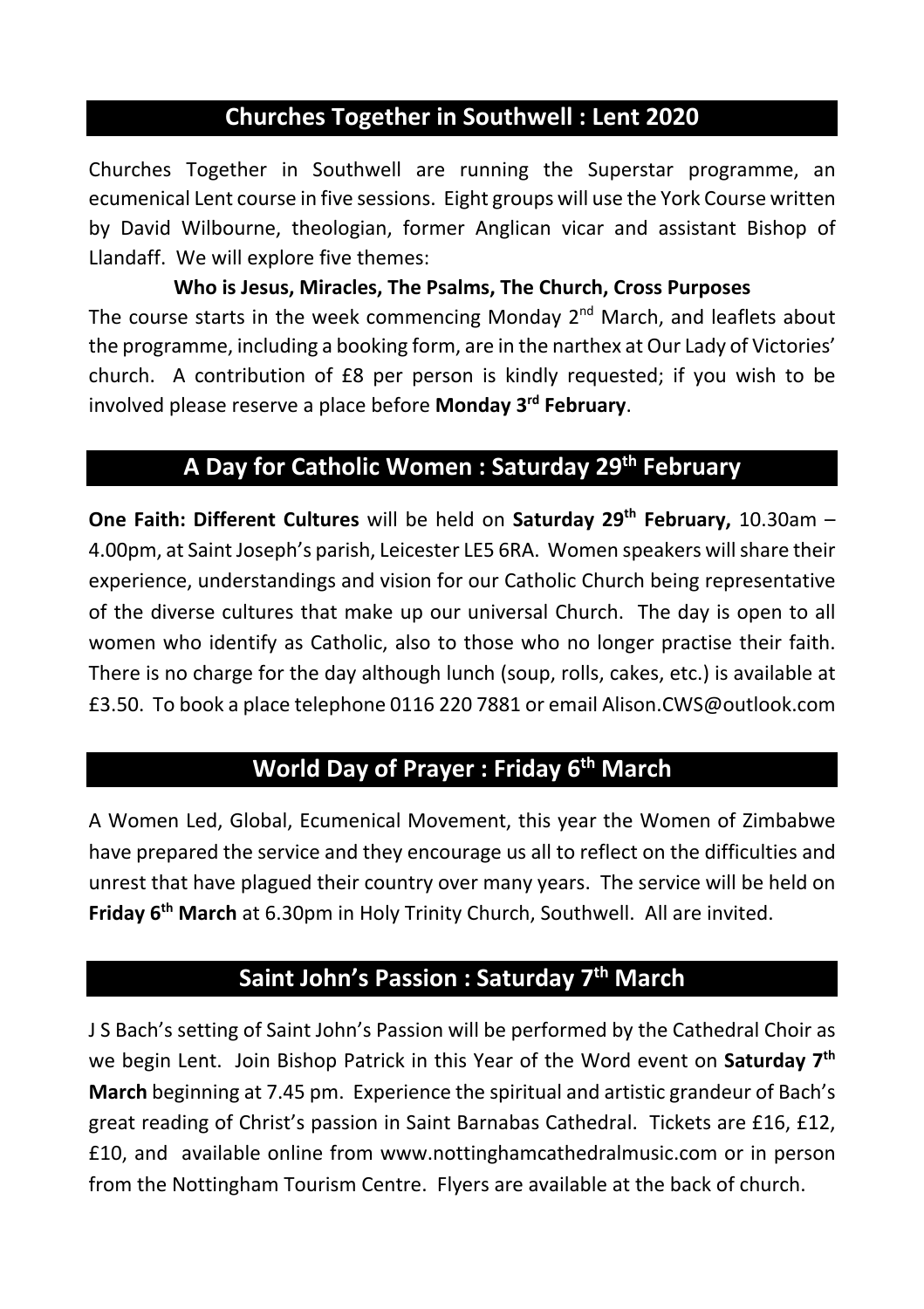## Churches Together in Southwell : Lent 2020

Churches Together in Southwell are running the Superstar programme, an ecumenical Lent course in five sessions. Eight groups will use the York Course written by David Wilbourne, theologian, former Anglican vicar and assistant Bishop of Llandaff. We will explore five themes:

**Who is Jesus, Miracles, The Psalms, The Church, Cross Purposes**

The course starts in the week commencing Monday 2nd March, and leaflets about the programme, including a booking form, are in the narthex at Our Lady of Victories' church. A contribution of £8 per person is kindly requested; if you wish to be involved please reserve a place before **Monday 3rd February**.

## A Day for Catholic Women : Saturday 29th February

**One Faith: Different Cultures** will be held on **Saturday 29th February,** 10.30am – 4.00pm, at Saint Joseph's parish, Leicester LE5 6RA. Women speakers will share their experience, understandings and vision for our Catholic Church being representative of the diverse cultures that make up our universal Church. The day is open to all women who identify as Catholic, also to those who no longer practise their faith. There is no charge for the day although lunch (soup, rolls, cakes, etc.) is available at £3.50. To book a place telephone 0116 220 7881 or email Alison.CWS@outlook.com

## World Day of Prayer : Friday 6th March

A Women Led, Global, Ecumenical Movement, this year the Women of Zimbabwe have prepared the service and they encourage us all to reflect on the difficulties and unrest that have plagued their country over many years. The service will be held on **Friday 6th March** at 6.30pm in Holy Trinity Church, Southwell. All are invited.

## Saint John's Passion : Saturday 7th March

J S Bach's setting of Saint John's Passion will be performed by the Cathedral Choir as we begin Lent. Join Bishop Patrick in this Year of the Word event on **Saturday 7th March** beginning at 7.45 pm. Experience the spiritual and artistic grandeur of Bach's great reading of Christ's passion in Saint Barnabas Cathedral. Tickets are £16, £12, £10, and available online from www.nottinghamcathedralmusic.com or in person from the Nottingham Tourism Centre. Flyers are available at the back of church.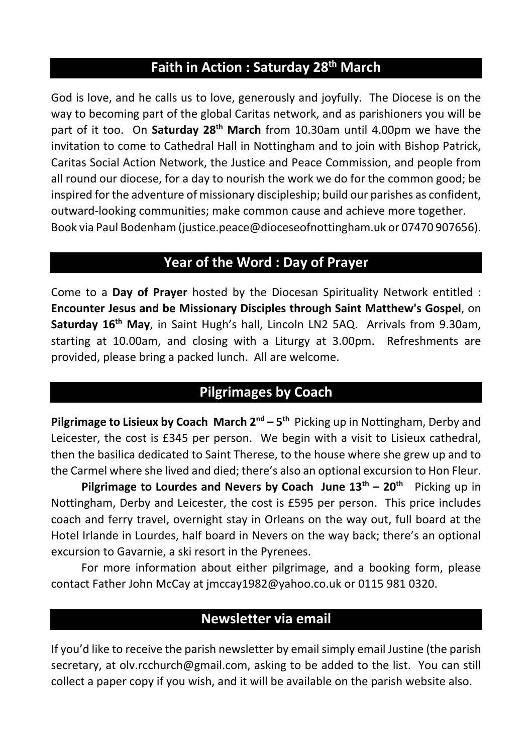## Faith in Action : Saturday 28th March

God is love, and he calls us to love, generously and joyfully. The Diocese is on the way to becoming part of the global Caritas network, and as parishioners you will be part of it too. On **Saturday 28th March** from 10.30am until 4.00pm we have the invitation to come to Cathedral Hall in Nottingham and to join with Bishop Patrick, Caritas Social Action Network, the Justice and Peace Commission, and people from all round our diocese, for a day to nourish the work we do for the common good; be inspired for the adventure of missionary discipleship; build our parishes as confident, outward-looking communities; make common cause and achieve more together.
Book via Paul Bodenham (justice.peace@dioceseofnottingham.uk or 07470 907656).

## Year of the Word : Day of Prayer

Come to a **Day of Prayer** hosted by the Diocesan Spirituality Network entitled : **Encounter Jesus and be Missionary Disciples through Saint Matthew's Gospel**, on **Saturday 16th May**, in Saint Hugh's hall, Lincoln LN2 5AQ. Arrivals from 9.30am, starting at 10.00am, and closing with a Liturgy at 3.00pm. Refreshments are provided, please bring a packed lunch. All are welcome.

## Pilgrimages by Coach

**Pilgrimage to Lisieux by Coach March 2nd – 5th** Picking up in Nottingham, Derby and Leicester, the cost is £345 per person. We begin with a visit to Lisieux cathedral, then the basilica dedicated to Saint Therese, to the house where she grew up and to the Carmel where she lived and died; there's also an optional excursion to Hon Fleur.

**Pilgrimage to Lourdes and Nevers by Coach June 13th – 20th** Picking up in Nottingham, Derby and Leicester, the cost is £595 per person. This price includes coach and ferry travel, overnight stay in Orleans on the way out, full board at the Hotel Irlande in Lourdes, half board in Nevers on the way back; there's an optional excursion to Gavarnie, a ski resort in the Pyrenees.

For more information about either pilgrimage, and a booking form, please contact Father John McCay at jmccay1982@yahoo.co.uk or 0115 981 0320.

## Newsletter via email

If you'd like to receive the parish newsletter by email simply email Justine (the parish secretary, at olv.rcchurch@gmail.com, asking to be added to the list. You can still collect a paper copy if you wish, and it will be available on the parish website also.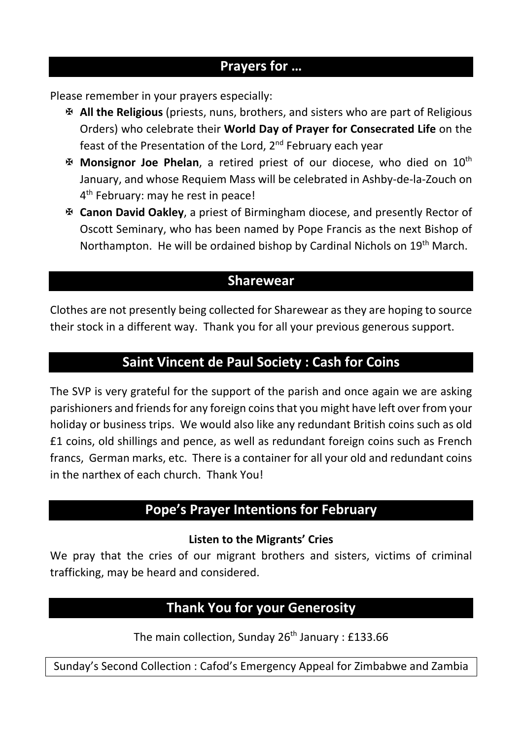## Prayers for …

Please remember in your prayers especially:

- ✠ **All the Religious** (priests, nuns, brothers, and sisters who are part of Religious Orders) who celebrate their **World Day of Prayer for Consecrated Life** on the feast of the Presentation of the Lord, 2nd February each year
- ✠ **Monsignor Joe Phelan**, a retired priest of our diocese, who died on 10th January, and whose Requiem Mass will be celebrated in Ashby-de-la-Zouch on 4th February: may he rest in peace!
- ✠ **Canon David Oakley**, a priest of Birmingham diocese, and presently Rector of Oscott Seminary, who has been named by Pope Francis as the next Bishop of Northampton. He will be ordained bishop by Cardinal Nichols on 19th March.

## Sharewear

Clothes are not presently being collected for Sharewear as they are hoping to source their stock in a different way. Thank you for all your previous generous support.

## Saint Vincent de Paul Society : Cash for Coins

The SVP is very grateful for the support of the parish and once again we are asking parishioners and friends for any foreign coins that you might have left over from your holiday or business trips. We would also like any redundant British coins such as old £1 coins, old shillings and pence, as well as redundant foreign coins such as French francs, German marks, etc. There is a container for all your old and redundant coins in the narthex of each church. Thank You!

## Pope's Prayer Intentions for February

**Listen to the Migrants' Cries**

We pray that the cries of our migrant brothers and sisters, victims of criminal trafficking, may be heard and considered.

## Thank You for your Generosity

The main collection, Sunday 26th January : £133.66

Sunday's Second Collection : Cafod's Emergency Appeal for Zimbabwe and Zambia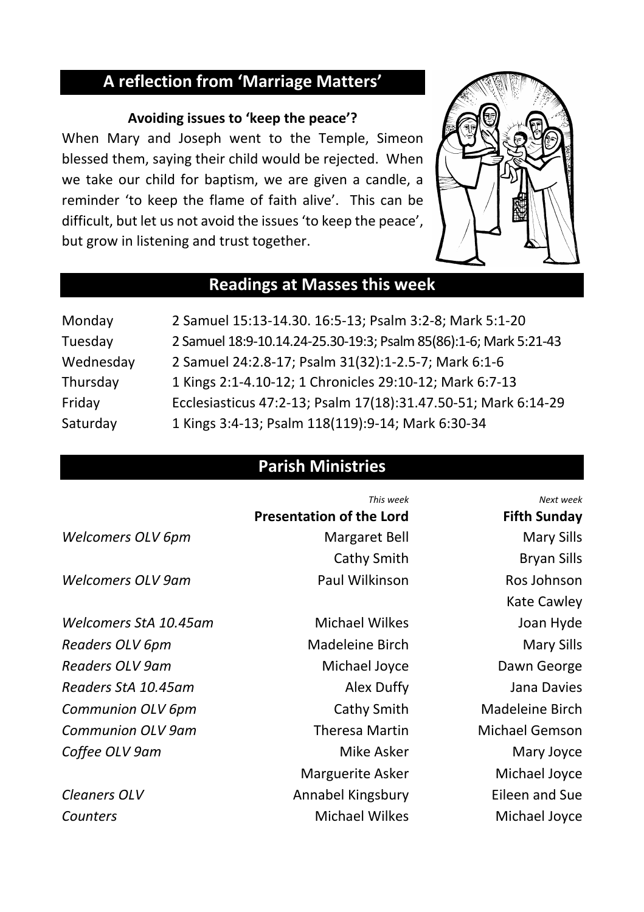## A reflection from 'Marriage Matters'

**Avoiding issues to 'keep the peace'?**

When Mary and Joseph went to the Temple, Simeon blessed them, saying their child would be rejected. When we take our child for baptism, we are given a candle, a reminder 'to keep the flame of faith alive'. This can be difficult, but let us not avoid the issues 'to keep the peace', but grow in listening and trust together.

## Readings at Masses this week

| | |
|---|---|
| Monday | 2 Samuel 15:13-14.30. 16:5-13; Psalm 3:2-8; Mark 5:1-20 |
| Tuesday | 2 Samuel 18:9-10.14.24-25.30-19:3; Psalm 85(86):1-6; Mark 5:21-43 |
| Wednesday | 2 Samuel 24:2.8-17; Psalm 31(32):1-2.5-7; Mark 6:1-6 |
| Thursday | 1 Kings 2:1-4.10-12; 1 Chronicles 29:10-12; Mark 6:7-13 |
| Friday | Ecclesiasticus 47:2-13; Psalm 17(18):31.47.50-51; Mark 6:14-29 |
| Saturday | 1 Kings 3:4-13; Psalm 118(119):9-14; Mark 6:30-34 |

## Parish Ministries

| | *This week* **Presentation of the Lord** | *Next week* **Fifth Sunday** |
|---|---|---|
| *Welcomers OLV 6pm* | Margaret Bell | Mary Sills |
| | Cathy Smith | Bryan Sills |
| *Welcomers OLV 9am* | Paul Wilkinson | Ros Johnson |
| | | Kate Cawley |
| *Welcomers StA 10.45am* | Michael Wilkes | Joan Hyde |
| *Readers OLV 6pm* | Madeleine Birch | Mary Sills |
| *Readers OLV 9am* | Michael Joyce | Dawn George |
| *Readers StA 10.45am* | Alex Duffy | Jana Davies |
| *Communion OLV 6pm* | Cathy Smith | Madeleine Birch |
| *Communion OLV 9am* | Theresa Martin | Michael Gemson |
| *Coffee OLV 9am* | Mike Asker | Mary Joyce |
| | Marguerite Asker | Michael Joyce |
| *Cleaners OLV* | Annabel Kingsbury | Eileen and Sue |
| *Counters* | Michael Wilkes | Michael Joyce |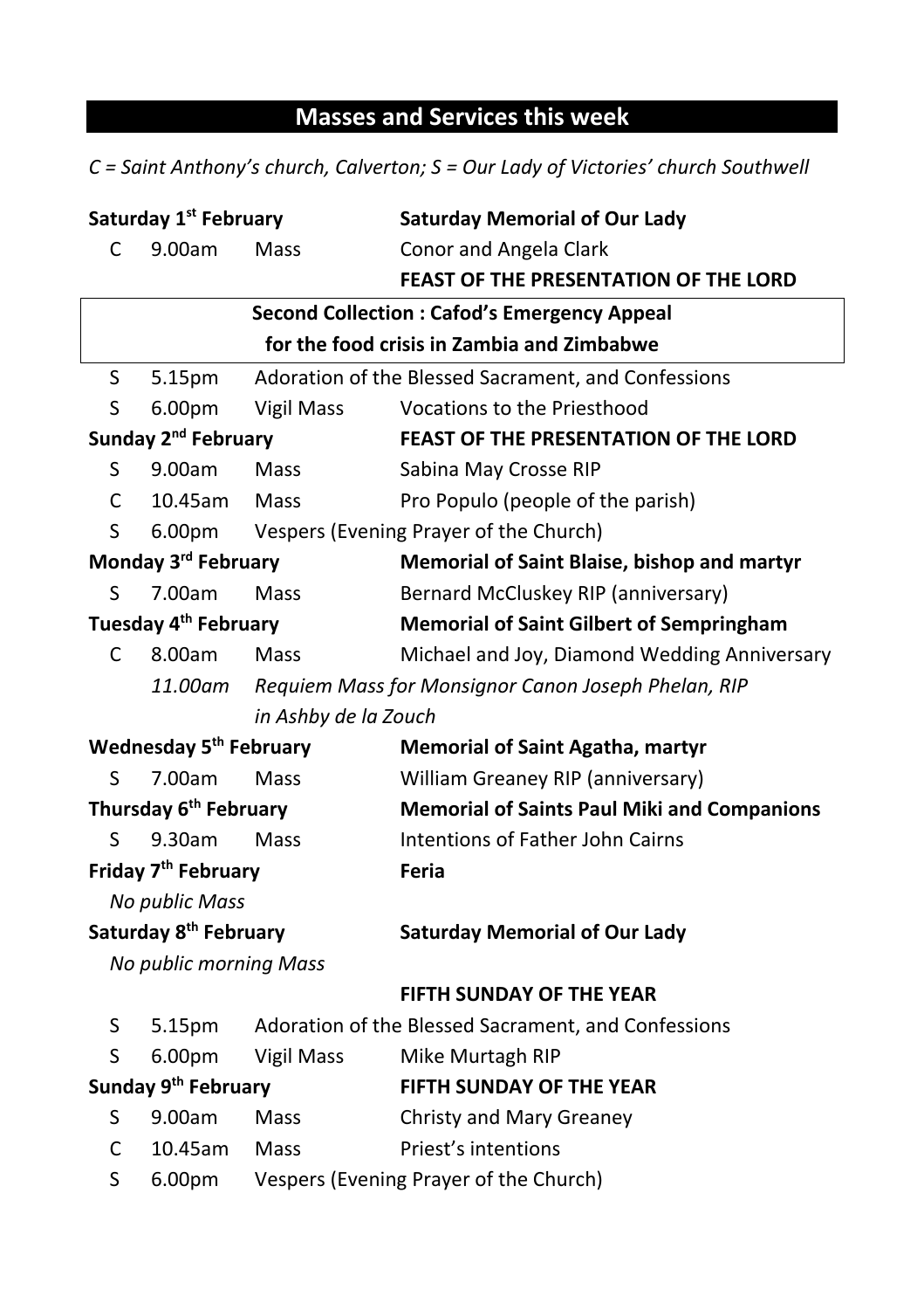## Masses and Services this week

*C = Saint Anthony's church, Calverton; S = Our Lady of Victories' church Southwell*

| | | | |
|---|---|---|---|
| **Saturday 1st February** | | | **Saturday Memorial of Our Lady** |
| C | 9.00am | Mass | Conor and Angela Clark |
| | | | **FEAST OF THE PRESENTATION OF THE LORD** |
| **Second Collection : Cafod's Emergency Appeal for the food crisis in Zambia and Zimbabwe** | | | |
| S | 5.15pm | Adoration of the Blessed Sacrament, and Confessions | |
| S | 6.00pm | Vigil Mass | Vocations to the Priesthood |
| **Sunday 2nd February** | | | **FEAST OF THE PRESENTATION OF THE LORD** |
| S | 9.00am | Mass | Sabina May Crosse RIP |
| C | 10.45am | Mass | Pro Populo (people of the parish) |
| S | 6.00pm | Vespers (Evening Prayer of the Church) | |
| **Monday 3rd February** | | | **Memorial of Saint Blaise, bishop and martyr** |
| S | 7.00am | Mass | Bernard McCluskey RIP (anniversary) |
| **Tuesday 4th February** | | | **Memorial of Saint Gilbert of Sempringham** |
| C | 8.00am | Mass | Michael and Joy, Diamond Wedding Anniversary |
| | *11.00am* | *Requiem Mass for Monsignor Canon Joseph Phelan, RIP in Ashby de la Zouch* | |
| **Wednesday 5th February** | | | **Memorial of Saint Agatha, martyr** |
| S | 7.00am | Mass | William Greaney RIP (anniversary) |
| **Thursday 6th February** | | | **Memorial of Saints Paul Miki and Companions** |
| S | 9.30am | Mass | Intentions of Father John Cairns |
| **Friday 7th February** | | | **Feria** |
| *No public Mass* | | | |
| **Saturday 8th February** | | | **Saturday Memorial of Our Lady** |
| *No public morning Mass* | | | |
| | | | **FIFTH SUNDAY OF THE YEAR** |
| S | 5.15pm | Adoration of the Blessed Sacrament, and Confessions | |
| S | 6.00pm | Vigil Mass | Mike Murtagh RIP |
| **Sunday 9th February** | | | **FIFTH SUNDAY OF THE YEAR** |
| S | 9.00am | Mass | Christy and Mary Greaney |
| C | 10.45am | Mass | Priest's intentions |
| S | 6.00pm | Vespers (Evening Prayer of the Church) | |